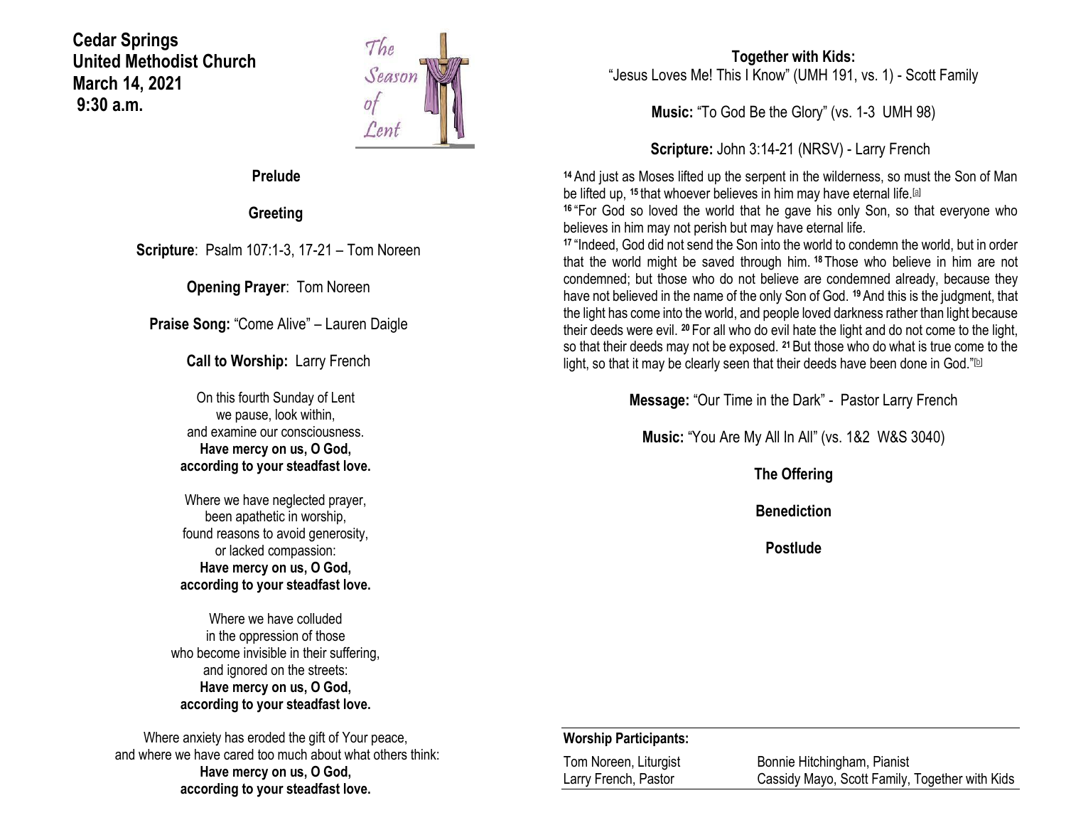**Cedar Springs**
**United Methodist Church**
**March 14, 2021**
**9:30 a.m.**

The Season of Lent

**Prelude**

**Greeting**

**Scripture**: Psalm 107:1-3, 17-21 – Tom Noreen

**Opening Prayer**: Tom Noreen

**Praise Song:** "Come Alive" – Lauren Daigle

**Call to Worship:** Larry French

On this fourth Sunday of Lent
we pause, look within,
and examine our consciousness.
**Have mercy on us, O God,**
**according to your steadfast love.**

Where we have neglected prayer,
been apathetic in worship,
found reasons to avoid generosity,
or lacked compassion:
**Have mercy on us, O God,**
**according to your steadfast love.**

Where we have colluded
in the oppression of those
who become invisible in their suffering,
and ignored on the streets:
**Have mercy on us, O God,**
**according to your steadfast love.**

Where anxiety has eroded the gift of Your peace,
and where we have cared too much about what others think:
**Have mercy on us, O God,**
**according to your steadfast love.**

**Together with Kids:**
"Jesus Loves Me! This I Know" (UMH 191, vs. 1) - Scott Family

**Music:** "To God Be the Glory" (vs. 1-3 UMH 98)

**Scripture:** John 3:14-21 (NRSV) - Larry French

**14** And just as Moses lifted up the serpent in the wilderness, so must the Son of Man be lifted up, **15** that whoever believes in him may have eternal life.[a]
**16** "For God so loved the world that he gave his only Son, so that everyone who believes in him may not perish but may have eternal life.
**17** "Indeed, God did not send the Son into the world to condemn the world, but in order that the world might be saved through him. **18** Those who believe in him are not condemned; but those who do not believe are condemned already, because they have not believed in the name of the only Son of God. **19** And this is the judgment, that the light has come into the world, and people loved darkness rather than light because their deeds were evil. **20** For all who do evil hate the light and do not come to the light, so that their deeds may not be exposed. **21** But those who do what is true come to the light, so that it may be clearly seen that their deeds have been done in God."[b]

**Message:** "Our Time in the Dark" - Pastor Larry French

**Music:** "You Are My All In All" (vs. 1&2 W&S 3040)

**The Offering**

**Benediction**

**Postlude**

**Worship Participants:**

| | |
|---|---|
| Tom Noreen, Liturgist | Bonnie Hitchingham, Pianist |
| Larry French, Pastor | Cassidy Mayo, Scott Family, Together with Kids |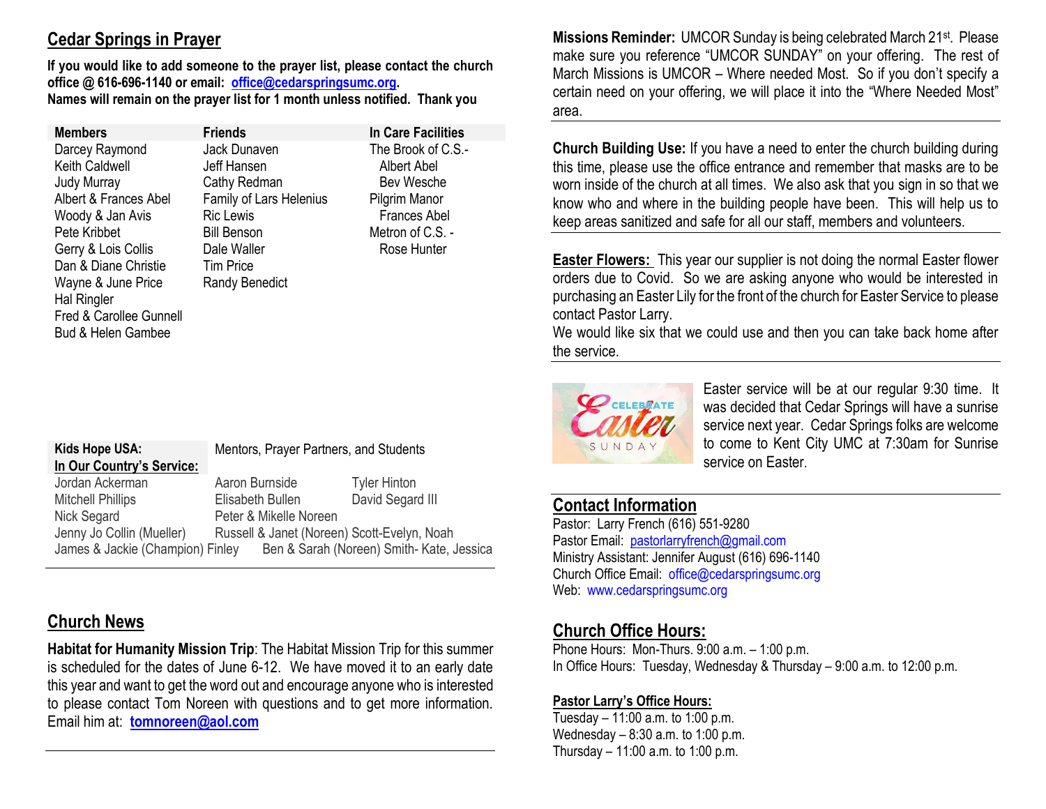## Cedar Springs in Prayer

**If you would like to add someone to the prayer list, please contact the church office @ 616-696-1140 or email: office@cedarspringsumc.org.**
**Names will remain on the prayer list for 1 month unless notified. Thank you**

| Members | Friends | In Care Facilities |
|---|---|---|
| Darcey Raymond | Jack Dunaven | The Brook of C.S.- |
| Keith Caldwell | Jeff Hansen | Albert Abel |
| Judy Murray | Cathy Redman | Bev Wesche |
| Albert & Frances Abel | Family of Lars Helenius | Pilgrim Manor |
| Woody & Jan Avis | Ric Lewis | Frances Abel |
| Pete Kribbet | Bill Benson | Metron of C.S. - |
| Gerry & Lois Collis | Dale Waller | Rose Hunter |
| Dan & Diane Christie | Tim Price | |
| Wayne & June Price | Randy Benedict | |
| Hal Ringler | | |
| Fred & Carollee Gunnell | | |
| Bud & Helen Gambee | | |

**Kids Hope USA:** Mentors, Prayer Partners, and Students

**In Our Country's Service:**

| | | |
|---|---|---|
| Jordan Ackerman | Aaron Burnside | Tyler Hinton |
| Mitchell Phillips | Elisabeth Bullen | David Segard III |
| Nick Segard | Peter & Mikelle Noreen | |
| Jenny Jo Collin (Mueller) | Russell & Janet (Noreen) Scott-Evelyn, Noah | |
| James & Jackie (Champion) Finley | Ben & Sarah (Noreen) Smith- Kate, Jessica | |

## Church News

**Habitat for Humanity Mission Trip**: The Habitat Mission Trip for this summer is scheduled for the dates of June 6-12. We have moved it to an early date this year and want to get the word out and encourage anyone who is interested to please contact Tom Noreen with questions and to get more information. Email him at: **tomnoreen@aol.com**

**Missions Reminder:** UMCOR Sunday is being celebrated March 21st. Please make sure you reference "UMCOR SUNDAY" on your offering. The rest of March Missions is UMCOR – Where needed Most. So if you don't specify a certain need on your offering, we will place it into the "Where Needed Most" area.

**Church Building Use:** If you have a need to enter the church building during this time, please use the office entrance and remember that masks are to be worn inside of the church at all times. We also ask that you sign in so that we know who and where in the building people have been. This will help us to keep areas sanitized and safe for all our staff, members and volunteers.

**Easter Flowers:** This year our supplier is not doing the normal Easter flower orders due to Covid. So we are asking anyone who would be interested in purchasing an Easter Lily for the front of the church for Easter Service to please contact Pastor Larry.
We would like six that we could use and then you can take back home after the service.

Easter service will be at our regular 9:30 time. It was decided that Cedar Springs will have a sunrise service next year. Cedar Springs folks are welcome to come to Kent City UMC at 7:30am for Sunrise service on Easter.

## Contact Information

Pastor: Larry French (616) 551-9280
Pastor Email: pastorlarryfrench@gmail.com
Ministry Assistant: Jennifer August (616) 696-1140
Church Office Email: office@cedarspringsumc.org
Web: www.cedarspringsumc.org

## Church Office Hours:

Phone Hours: Mon-Thurs. 9:00 a.m. – 1:00 p.m.
In Office Hours: Tuesday, Wednesday & Thursday – 9:00 a.m. to 12:00 p.m.

**Pastor Larry's Office Hours:**
Tuesday – 11:00 a.m. to 1:00 p.m.
Wednesday – 8:30 a.m. to 1:00 p.m.
Thursday – 11:00 a.m. to 1:00 p.m.